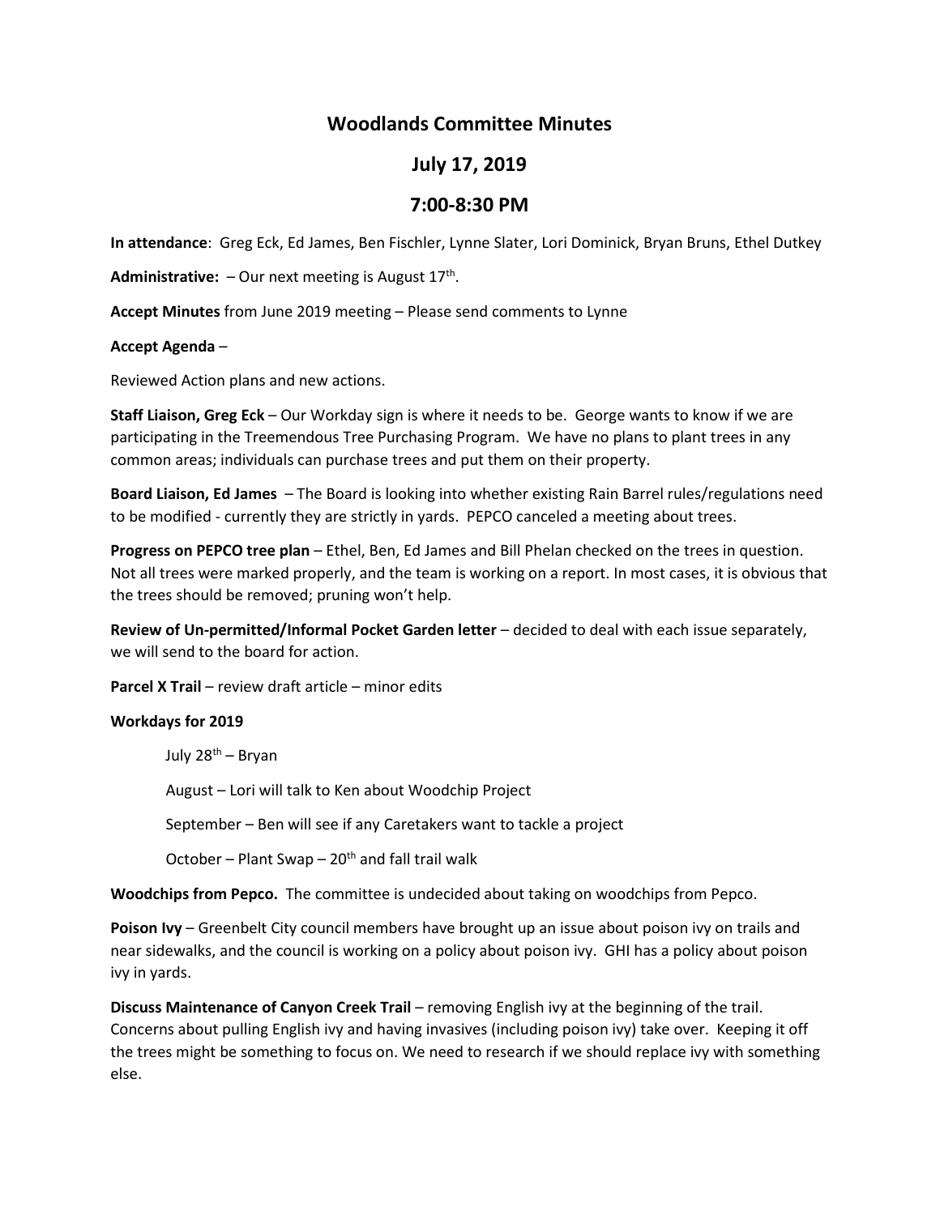# Woodlands Committee Minutes

## July 17, 2019

## 7:00-8:30 PM

**In attendance**: Greg Eck, Ed James, Ben Fischler, Lynne Slater, Lori Dominick, Bryan Bruns, Ethel Dutkey

**Administrative:** – Our next meeting is August 17th.

**Accept Minutes** from June 2019 meeting – Please send comments to Lynne

**Accept Agenda** –

Reviewed Action plans and new actions.

**Staff Liaison, Greg Eck** – Our Workday sign is where it needs to be. George wants to know if we are participating in the Treemendous Tree Purchasing Program. We have no plans to plant trees in any common areas; individuals can purchase trees and put them on their property.

**Board Liaison, Ed James** – The Board is looking into whether existing Rain Barrel rules/regulations need to be modified - currently they are strictly in yards. PEPCO canceled a meeting about trees.

**Progress on PEPCO tree plan** – Ethel, Ben, Ed James and Bill Phelan checked on the trees in question. Not all trees were marked properly, and the team is working on a report. In most cases, it is obvious that the trees should be removed; pruning won't help.

**Review of Un-permitted/Informal Pocket Garden letter** – decided to deal with each issue separately, we will send to the board for action.

**Parcel X Trail** – review draft article – minor edits

**Workdays for 2019**

- July 28th – Bryan
- August – Lori will talk to Ken about Woodchip Project
- September – Ben will see if any Caretakers want to tackle a project
- October – Plant Swap – 20th and fall trail walk

**Woodchips from Pepco.** The committee is undecided about taking on woodchips from Pepco.

**Poison Ivy** – Greenbelt City council members have brought up an issue about poison ivy on trails and near sidewalks, and the council is working on a policy about poison ivy. GHI has a policy about poison ivy in yards.

**Discuss Maintenance of Canyon Creek Trail** – removing English ivy at the beginning of the trail. Concerns about pulling English ivy and having invasives (including poison ivy) take over. Keeping it off the trees might be something to focus on. We need to research if we should replace ivy with something else.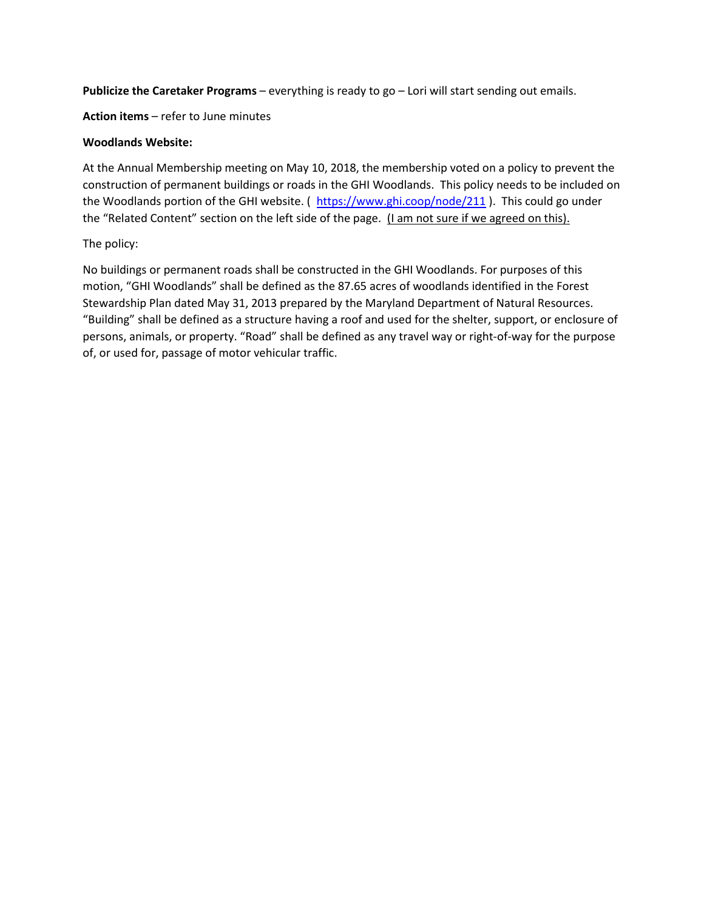**Publicize the Caretaker Programs** – everything is ready to go – Lori will start sending out emails.

**Action items** – refer to June minutes

**Woodlands Website:**

At the Annual Membership meeting on May 10, 2018, the membership voted on a policy to prevent the construction of permanent buildings or roads in the GHI Woodlands. This policy needs to be included on the Woodlands portion of the GHI website. ( [https://www.ghi.coop/node/211](https://www.ghi.coop/node/211) ). This could go under the "Related Content" section on the left side of the page. <u>(I am not sure if we agreed on this).</u>

The policy:

No buildings or permanent roads shall be constructed in the GHI Woodlands. For purposes of this motion, "GHI Woodlands" shall be defined as the 87.65 acres of woodlands identified in the Forest Stewardship Plan dated May 31, 2013 prepared by the Maryland Department of Natural Resources. "Building" shall be defined as a structure having a roof and used for the shelter, support, or enclosure of persons, animals, or property. "Road" shall be defined as any travel way or right-of-way for the purpose of, or used for, passage of motor vehicular traffic.